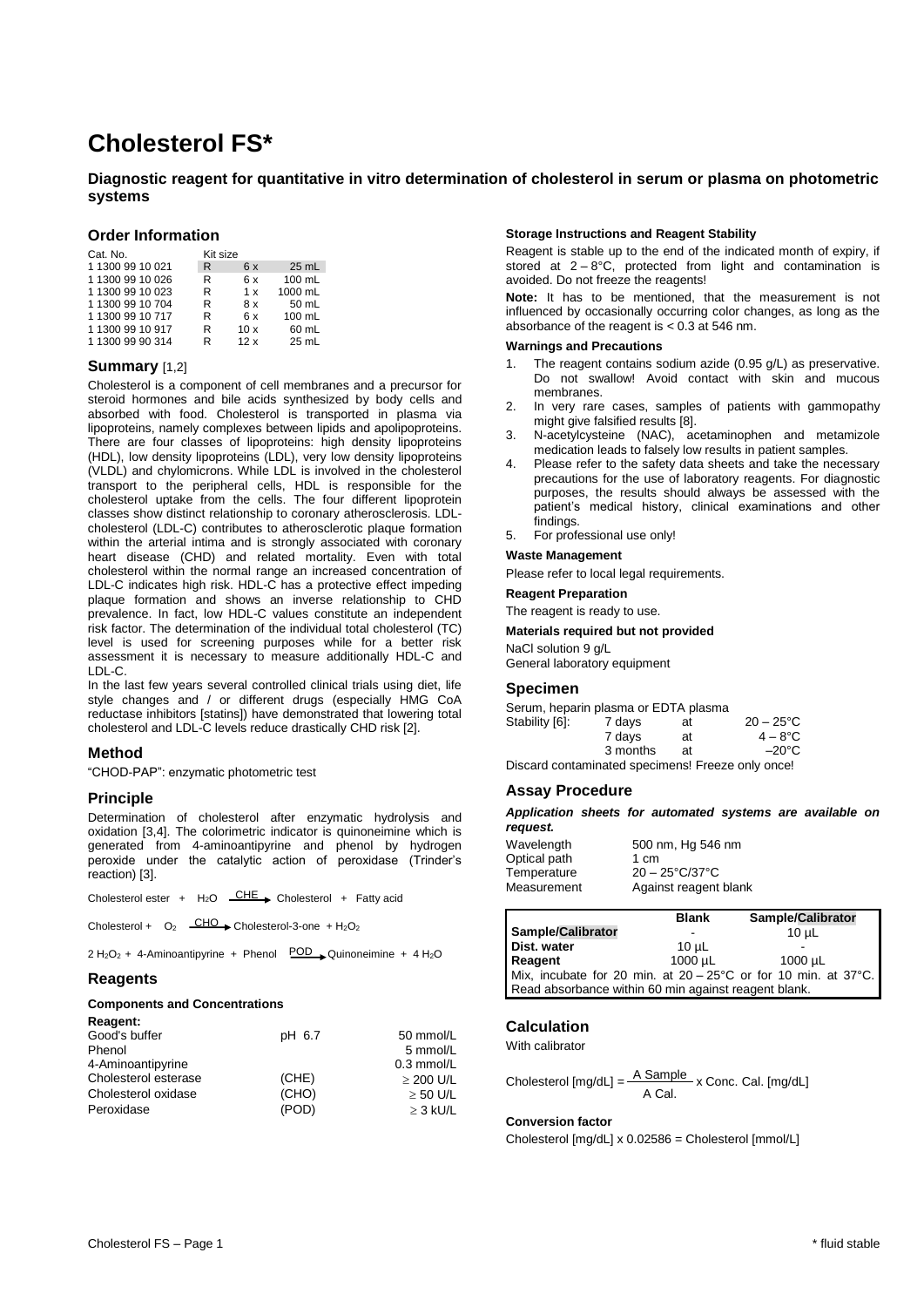# Cholesterol FS*

### Diagnostic reagent for quantitative in vitro determination of cholesterol in serum or plasma on photometric systems

## Order Information

| Cat. No. | Kit size | | |
|---|---|---|---|
| 1 1300 99 10 021 | R | 6 x | 25 mL |
| 1 1300 99 10 026 | R | 6 x | 100 mL |
| 1 1300 99 10 023 | R | 1 x | 1000 mL |
| 1 1300 99 10 704 | R | 8 x | 50 mL |
| 1 1300 99 10 717 | R | 6 x | 100 mL |
| 1 1300 99 10 917 | R | 10 x | 60 mL |
| 1 1300 99 90 314 | R | 12 x | 25 mL |

## Summary [1,2]

Cholesterol is a component of cell membranes and a precursor for steroid hormones and bile acids synthesized by body cells and absorbed with food. Cholesterol is transported in plasma via lipoproteins, namely complexes between lipids and apolipoproteins. There are four classes of lipoproteins: high density lipoproteins (HDL), low density lipoproteins (LDL), very low density lipoproteins (VLDL) and chylomicrons. While LDL is involved in the cholesterol transport to the peripheral cells, HDL is responsible for the cholesterol uptake from the cells. The four different lipoprotein classes show distinct relationship to coronary atherosclerosis. LDL-cholesterol (LDL-C) contributes to atherosclerotic plaque formation within the arterial intima and is strongly associated with coronary heart disease (CHD) and related mortality. Even with total cholesterol within the normal range an increased concentration of LDL-C indicates high risk. HDL-C has a protective effect impeding plaque formation and shows an inverse relationship to CHD prevalence. In fact, low HDL-C values constitute an independent risk factor. The determination of the individual total cholesterol (TC) level is used for screening purposes while for a better risk assessment it is necessary to measure additionally HDL-C and LDL-C.

In the last few years several controlled clinical trials using diet, life style changes and / or different drugs (especially HMG CoA reductase inhibitors [statins]) have demonstrated that lowering total cholesterol and LDL-C levels reduce drastically CHD risk [2].

## Method

"CHOD-PAP": enzymatic photometric test

## Principle

Determination of cholesterol after enzymatic hydrolysis and oxidation [3,4]. The colorimetric indicator is quinoneimine which is generated from 4-aminoantipyrine and phenol by hydrogen peroxide under the catalytic action of peroxidase (Trinder's reaction) [3].

$$\text{Cholesterol ester} + H_2O \xrightarrow{CHE} \text{Cholesterol} + \text{Fatty acid}$$

$$\text{Cholesterol} + O_2 \xrightarrow{CHO} \text{Cholesterol-3-one} + H_2O_2$$

$$2\,H_2O_2 + \text{4-Aminoantipyrine} + \text{Phenol} \xrightarrow{POD} \text{Quinoneimine} + 4\,H_2O$$

## Reagents

**Components and Concentrations**

| Reagent: | | |
|---|---|---|
| Good's buffer | pH 6.7 | 50 mmol/L |
| Phenol | | 5 mmol/L |
| 4-Aminoantipyrine | | 0.3 mmol/L |
| Cholesterol esterase | (CHE) | ≥ 200 U/L |
| Cholesterol oxidase | (CHO) | ≥ 50 U/L |
| Peroxidase | (POD) | ≥ 3 kU/L |

**Storage Instructions and Reagent Stability**

Reagent is stable up to the end of the indicated month of expiry, if stored at 2 – 8°C, protected from light and contamination is avoided. Do not freeze the reagents!

**Note:** It has to be mentioned, that the measurement is not influenced by occasionally occurring color changes, as long as the absorbance of the reagent is < 0.3 at 546 nm.

**Warnings and Precautions**

1. The reagent contains sodium azide (0.95 g/L) as preservative. Do not swallow! Avoid contact with skin and mucous membranes.
2. In very rare cases, samples of patients with gammopathy might give falsified results [8].
3. N-acetylcysteine (NAC), acetaminophen and metamizole medication leads to falsely low results in patient samples.
4. Please refer to the safety data sheets and take the necessary precautions for the use of laboratory reagents. For diagnostic purposes, the results should always be assessed with the patient's medical history, clinical examinations and other findings.
5. For professional use only!

**Waste Management**

Please refer to local legal requirements.

**Reagent Preparation**

The reagent is ready to use.

**Materials required but not provided**

NaCl solution 9 g/L
General laboratory equipment

## Specimen

Serum, heparin plasma or EDTA plasma

| Stability [6]: | 7 days | at | 20 – 25°C |
|---|---|---|---|
| | 7 days | at | 4 – 8°C |
| | 3 months | at | –20°C |

Discard contaminated specimens! Freeze only once!

## Assay Procedure

***Application sheets for automated systems are available on request.***

| | |
|---|---|
| Wavelength | 500 nm, Hg 546 nm |
| Optical path | 1 cm |
| Temperature | 20 – 25°C/37°C |
| Measurement | Against reagent blank |

| | Blank | Sample/Calibrator |
|---|---|---|
| **Sample/Calibrator** | - | 10 µL |
| **Dist. water** | 10 µL | - |
| **Reagent** | 1000 µL | 1000 µL |
| Mix, incubate for 20 min. at 20 – 25°C or for 10 min. at 37°C. Read absorbance within 60 min against reagent blank. | | |

## Calculation

With calibrator

$$\text{Cholesterol [mg/dL]} = \frac{\Delta A\ \text{Sample}}{\Delta A\ \text{Cal.}} \times \text{Conc. Cal. [mg/dL]}$$

**Conversion factor**

Cholesterol [mg/dL] x 0.02586 = Cholesterol [mmol/L]

\* fluid stable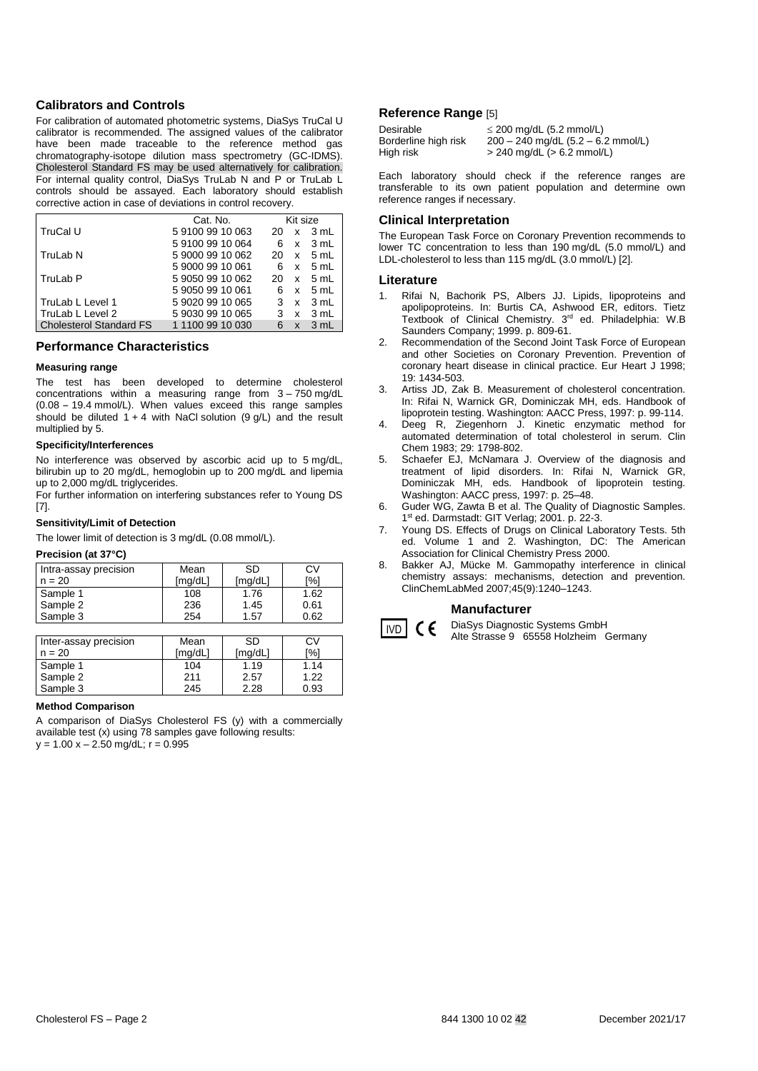## Calibrators and Controls

For calibration of automated photometric systems, DiaSys TruCal U calibrator is recommended. The assigned values of the calibrator have been made traceable to the reference method gas chromatography-isotope dilution mass spectrometry (GC-IDMS). Cholesterol Standard FS may be used alternatively for calibration. For internal quality control, DiaSys TruLab N and P or TruLab L controls should be assayed. Each laboratory should establish corrective action in case of deviations in control recovery.

| | Cat. No. | Kit size |
|---|---|---|
| TruCal U | 5 9100 99 10 063 | 20 x 3 mL |
| | 5 9100 99 10 064 | 6 x 3 mL |
| TruLab N | 5 9000 99 10 062 | 20 x 5 mL |
| | 5 9000 99 10 061 | 6 x 5 mL |
| TruLab P | 5 9050 99 10 062 | 20 x 5 mL |
| | 5 9050 99 10 061 | 6 x 5 mL |
| TruLab L Level 1 | 5 9020 99 10 065 | 3 x 3 mL |
| TruLab L Level 2 | 5 9030 99 10 065 | 3 x 3 mL |
| Cholesterol Standard FS | 1 1100 99 10 030 | 6 x 3 mL |

## Performance Characteristics

#### Measuring range

The test has been developed to determine cholesterol concentrations within a measuring range from 3 – 750 mg/dL (0.08 – 19.4 mmol/L). When values exceed this range samples should be diluted 1 + 4 with NaCl solution (9 g/L) and the result multiplied by 5.

#### Specificity/Interferences

No interference was observed by ascorbic acid up to 5 mg/dL, bilirubin up to 20 mg/dL, hemoglobin up to 200 mg/dL and lipemia up to 2,000 mg/dL triglycerides.

For further information on interfering substances refer to Young DS [7].

#### Sensitivity/Limit of Detection

The lower limit of detection is 3 mg/dL (0.08 mmol/L).

#### Precision (at 37°C)

| Intra-assay precision n = 20 | Mean [mg/dL] | SD [mg/dL] | CV [%] |
|---|---|---|---|
| Sample 1 | 108 | 1.76 | 1.62 |
| Sample 2 | 236 | 1.45 | 0.61 |
| Sample 3 | 254 | 1.57 | 0.62 |

| Inter-assay precision n = 20 | Mean [mg/dL] | SD [mg/dL] | CV [%] |
|---|---|---|---|
| Sample 1 | 104 | 1.19 | 1.14 |
| Sample 2 | 211 | 2.57 | 1.22 |
| Sample 3 | 245 | 2.28 | 0.93 |

#### Method Comparison

A comparison of DiaSys Cholesterol FS (y) with a commercially available test (x) using 78 samples gave following results:
$y = 1.00\ x – 2.50$ mg/dL; $r = 0.995$

## Reference Range [5]

| | |
|---|---|
| Desirable | ≤ 200 mg/dL (5.2 mmol/L) |
| Borderline high risk | 200 – 240 mg/dL (5.2 – 6.2 mmol/L) |
| High risk | > 240 mg/dL (> 6.2 mmol/L) |

Each laboratory should check if the reference ranges are transferable to its own patient population and determine own reference ranges if necessary.

## Clinical Interpretation

The European Task Force on Coronary Prevention recommends to lower TC concentration to less than 190 mg/dL (5.0 mmol/L) and LDL-cholesterol to less than 115 mg/dL (3.0 mmol/L) [2].

## Literature

1. Rifai N, Bachorik PS, Albers JJ. Lipids, lipoproteins and apolipoproteins. In: Burtis CA, Ashwood ER, editors. Tietz Textbook of Clinical Chemistry. 3rd ed. Philadelphia: W.B Saunders Company; 1999. p. 809-61.
2. Recommendation of the Second Joint Task Force of European and other Societies on Coronary Prevention. Prevention of coronary heart disease in clinical practice. Eur Heart J 1998; 19: 1434-503.
3. Artiss JD, Zak B. Measurement of cholesterol concentration. In: Rifai N, Warnick GR, Dominiczak MH, eds. Handbook of lipoprotein testing. Washington: AACC Press, 1997: p. 99-114.
4. Deeg R, Ziegenhorn J. Kinetic enzymatic method for automated determination of total cholesterol in serum. Clin Chem 1983; 29: 1798-802.
5. Schaefer EJ, McNamara J. Overview of the diagnosis and treatment of lipid disorders. In: Rifai N, Warnick GR, Dominiczak MH, eds. Handbook of lipoprotein testing. Washington: AACC press, 1997: p. 25–48.
6. Guder WG, Zawta B et al. The Quality of Diagnostic Samples. 1st ed. Darmstadt: GIT Verlag; 2001. p. 22-3.
7. Young DS. Effects of Drugs on Clinical Laboratory Tests. 5th ed. Volume 1 and 2. Washington, DC: The American Association for Clinical Chemistry Press 2000.
8. Bakker AJ, Mücke M. Gammopathy interference in clinical chemistry assays: mechanisms, detection and prevention. ClinChemLabMed 2007;45(9):1240–1243.

### Manufacturer

IVD CE

DiaSys Diagnostic Systems GmbH
Alte Strasse 9 65558 Holzheim Germany

Cholesterol FS – Page 2 844 1300 10 02 42 December 2021/17